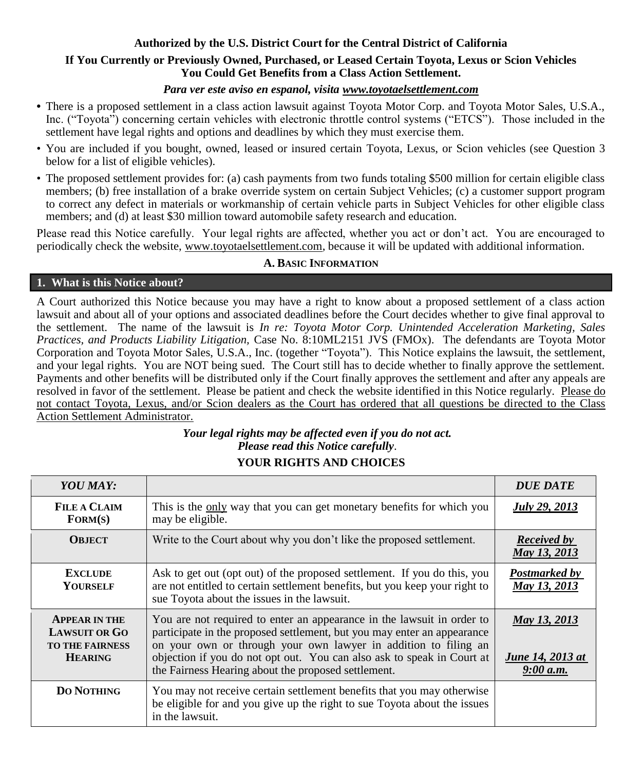**Authorized by the U.S. District Court for the Central District of California**

**If You Currently or Previously Owned, Purchased, or Leased Certain Toyota, Lexus or Scion Vehicles You Could Get Benefits from a Class Action Settlement.**

***Para ver este aviso en espanol, visita www.toyotaelsettlement.com***

- There is a proposed settlement in a class action lawsuit against Toyota Motor Corp. and Toyota Motor Sales, U.S.A., Inc. ("Toyota") concerning certain vehicles with electronic throttle control systems ("ETCS"). Those included in the settlement have legal rights and options and deadlines by which they must exercise them.
- You are included if you bought, owned, leased or insured certain Toyota, Lexus, or Scion vehicles (see Question 3 below for a list of eligible vehicles).
- The proposed settlement provides for: (a) cash payments from two funds totaling $500 million for certain eligible class members; (b) free installation of a brake override system on certain Subject Vehicles; (c) a customer support program to correct any defect in materials or workmanship of certain vehicle parts in Subject Vehicles for other eligible class members; and (d) at least $30 million toward automobile safety research and education.

Please read this Notice carefully. Your legal rights are affected, whether you act or don't act. You are encouraged to periodically check the website, www.toyotaelsettlement.com, because it will be updated with additional information.

## A. Basic Information

### 1. What is this Notice about?

A Court authorized this Notice because you may have a right to know about a proposed settlement of a class action lawsuit and about all of your options and associated deadlines before the Court decides whether to give final approval to the settlement. The name of the lawsuit is *In re: Toyota Motor Corp. Unintended Acceleration Marketing, Sales Practices, and Products Liability Litigation,* Case No. 8:10ML2151 JVS (FMOx). The defendants are Toyota Motor Corporation and Toyota Motor Sales, U.S.A., Inc. (together "Toyota"). This Notice explains the lawsuit, the settlement, and your legal rights. You are NOT being sued. The Court still has to decide whether to finally approve the settlement. Payments and other benefits will be distributed only if the Court finally approves the settlement and after any appeals are resolved in favor of the settlement. Please be patient and check the website identified in this Notice regularly. Please do not contact Toyota, Lexus, and/or Scion dealers as the Court has ordered that all questions be directed to the Class Action Settlement Administrator.

***Your legal rights may be affected even if you do not act.***
***Please read this Notice carefully*.**

**YOUR RIGHTS AND CHOICES**

| *YOU MAY:* | | *DUE DATE* |
|---|---|---|
| **FILE A CLAIM FORM(S)** | This is the only way that you can get monetary benefits for which you may be eligible. | ***July 29, 2013*** |
| **OBJECT** | Write to the Court about why you don't like the proposed settlement. | ***Received by May 13, 2013*** |
| **EXCLUDE YOURSELF** | Ask to get out (opt out) of the proposed settlement. If you do this, you are not entitled to certain settlement benefits, but you keep your right to sue Toyota about the issues in the lawsuit. | ***Postmarked by May 13, 2013*** |
| **APPEAR IN THE LAWSUIT OR GO TO THE FAIRNESS HEARING** | You are not required to enter an appearance in the lawsuit in order to participate in the proposed settlement, but you may enter an appearance on your own or through your own lawyer in addition to filing an objection if you do not opt out. You can also ask to speak in Court at the Fairness Hearing about the proposed settlement. | ***May 13, 2013*** <br> ***June 14, 2013 at 9:00 a.m.*** |
| **DO NOTHING** | You may not receive certain settlement benefits that you may otherwise be eligible for and you give up the right to sue Toyota about the issues in the lawsuit. | |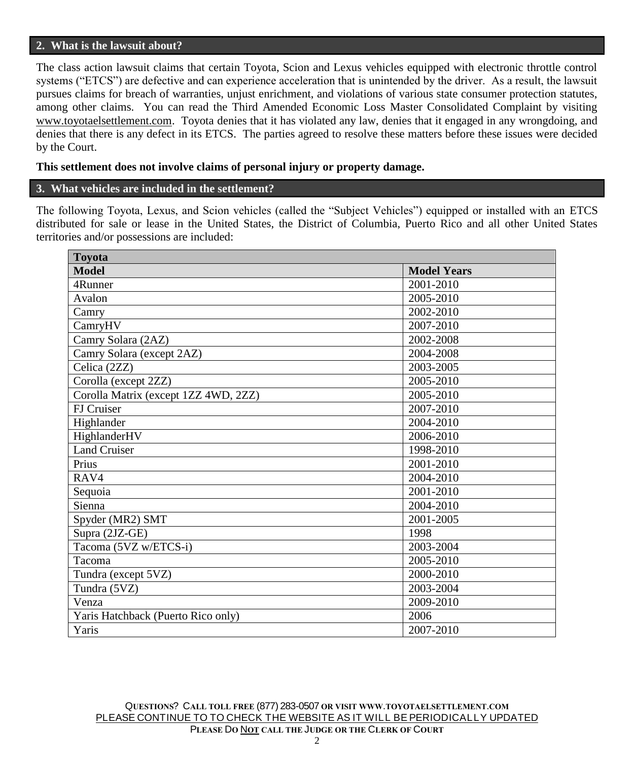## 2. What is the lawsuit about?

The class action lawsuit claims that certain Toyota, Scion and Lexus vehicles equipped with electronic throttle control systems ("ETCS") are defective and can experience acceleration that is unintended by the driver. As a result, the lawsuit pursues claims for breach of warranties, unjust enrichment, and violations of various state consumer protection statutes, among other claims. You can read the Third Amended Economic Loss Master Consolidated Complaint by visiting www.toyotaelsettlement.com. Toyota denies that it has violated any law, denies that it engaged in any wrongdoing, and denies that there is any defect in its ETCS. The parties agreed to resolve these matters before these issues were decided by the Court.

**This settlement does not involve claims of personal injury or property damage.**

## 3. What vehicles are included in the settlement?

The following Toyota, Lexus, and Scion vehicles (called the "Subject Vehicles") equipped or installed with an ETCS distributed for sale or lease in the United States, the District of Columbia, Puerto Rico and all other United States territories and/or possessions are included:

| **Toyota** | |
|---|---|
| **Model** | **Model Years** |
| 4Runner | 2001-2010 |
| Avalon | 2005-2010 |
| Camry | 2002-2010 |
| CamryHV | 2007-2010 |
| Camry Solara (2AZ) | 2002-2008 |
| Camry Solara (except 2AZ) | 2004-2008 |
| Celica (2ZZ) | 2003-2005 |
| Corolla (except 2ZZ) | 2005-2010 |
| Corolla Matrix (except 1ZZ 4WD, 2ZZ) | 2005-2010 |
| FJ Cruiser | 2007-2010 |
| Highlander | 2004-2010 |
| HighlanderHV | 2006-2010 |
| Land Cruiser | 1998-2010 |
| Prius | 2001-2010 |
| RAV4 | 2004-2010 |
| Sequoia | 2001-2010 |
| Sienna | 2004-2010 |
| Spyder (MR2) SMT | 2001-2005 |
| Supra (2JZ-GE) | 1998 |
| Tacoma (5VZ w/ETCS-i) | 2003-2004 |
| Tacoma | 2005-2010 |
| Tundra (except 5VZ) | 2000-2010 |
| Tundra (5VZ) | 2003-2004 |
| Venza | 2009-2010 |
| Yaris Hatchback (Puerto Rico only) | 2006 |
| Yaris | 2007-2010 |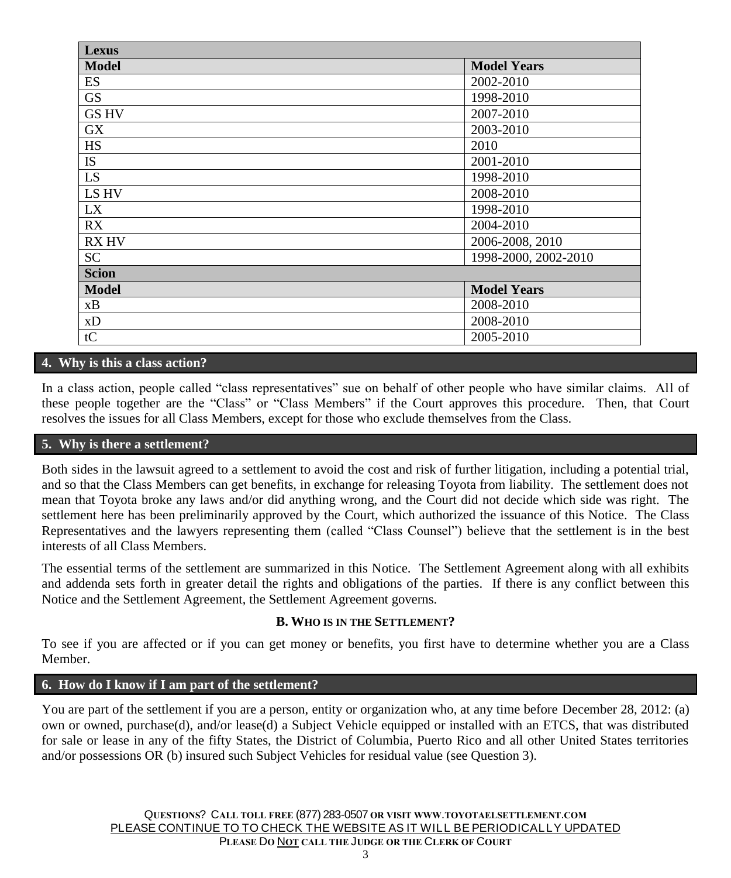| Lexus | |
|---|---|
| **Model** | **Model Years** |
| ES | 2002-2010 |
| GS | 1998-2010 |
| GS HV | 2007-2010 |
| GX | 2003-2010 |
| HS | 2010 |
| IS | 2001-2010 |
| LS | 1998-2010 |
| LS HV | 2008-2010 |
| LX | 1998-2010 |
| RX | 2004-2010 |
| RX HV | 2006-2008, 2010 |
| SC | 1998-2000, 2002-2010 |
| **Scion** | |
| **Model** | **Model Years** |
| xB | 2008-2010 |
| xD | 2008-2010 |
| tC | 2005-2010 |

### 4. Why is this a class action?

In a class action, people called "class representatives" sue on behalf of other people who have similar claims. All of these people together are the "Class" or "Class Members" if the Court approves this procedure. Then, that Court resolves the issues for all Class Members, except for those who exclude themselves from the Class.

### 5. Why is there a settlement?

Both sides in the lawsuit agreed to a settlement to avoid the cost and risk of further litigation, including a potential trial, and so that the Class Members can get benefits, in exchange for releasing Toyota from liability. The settlement does not mean that Toyota broke any laws and/or did anything wrong, and the Court did not decide which side was right. The settlement here has been preliminarily approved by the Court, which authorized the issuance of this Notice. The Class Representatives and the lawyers representing them (called "Class Counsel") believe that the settlement is in the best interests of all Class Members.

The essential terms of the settlement are summarized in this Notice. The Settlement Agreement along with all exhibits and addenda sets forth in greater detail the rights and obligations of the parties. If there is any conflict between this Notice and the Settlement Agreement, the Settlement Agreement governs.

## B. WHO IS IN THE SETTLEMENT?

To see if you are affected or if you can get money or benefits, you first have to determine whether you are a Class Member.

### 6. How do I know if I am part of the settlement?

You are part of the settlement if you are a person, entity or organization who, at any time before December 28, 2012: (a) own or owned, purchase(d), and/or lease(d) a Subject Vehicle equipped or installed with an ETCS, that was distributed for sale or lease in any of the fifty States, the District of Columbia, Puerto Rico and all other United States territories and/or possessions OR (b) insured such Subject Vehicles for residual value (see Question 3).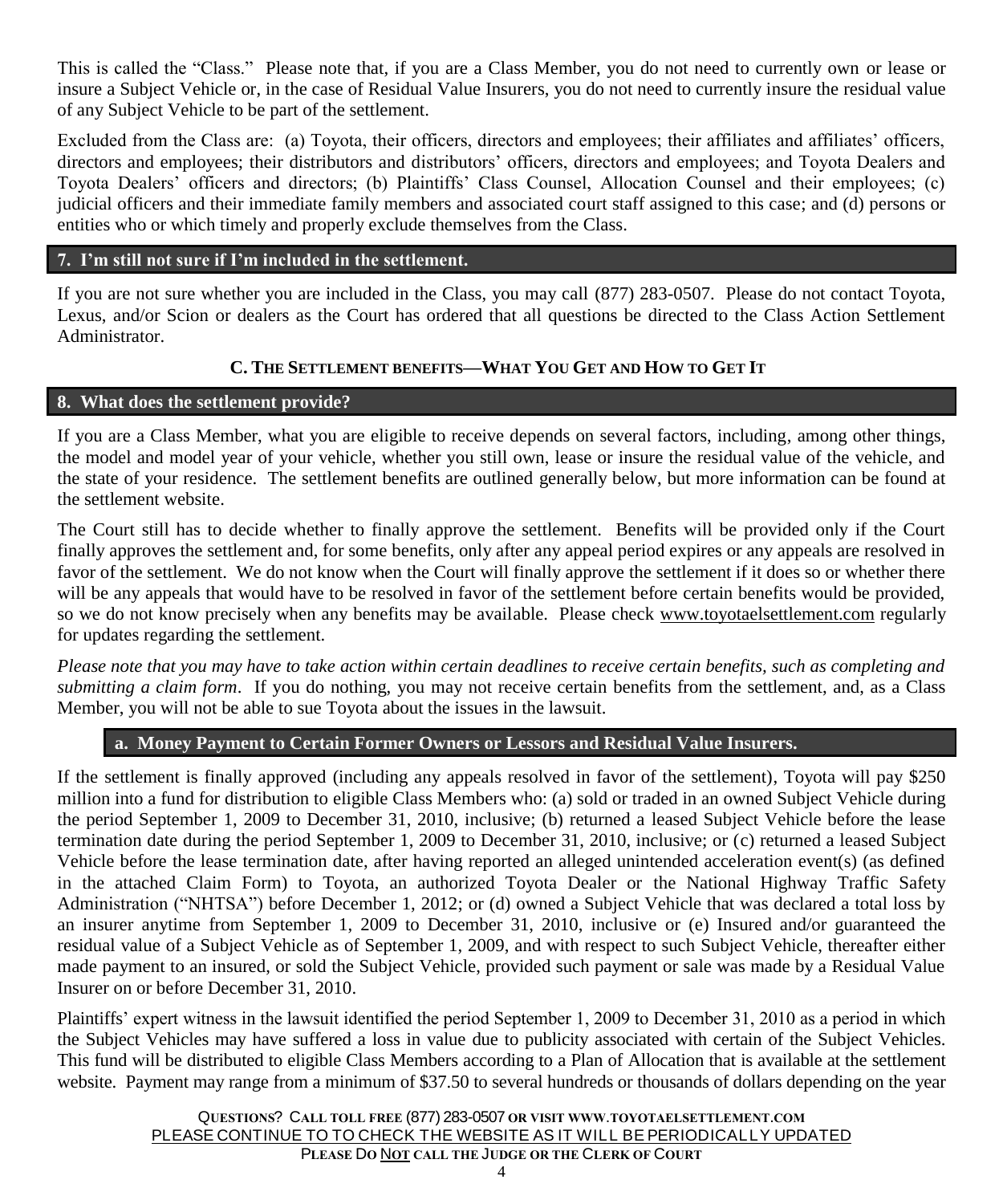This is called the "Class." Please note that, if you are a Class Member, you do not need to currently own or lease or insure a Subject Vehicle or, in the case of Residual Value Insurers, you do not need to currently insure the residual value of any Subject Vehicle to be part of the settlement.

Excluded from the Class are: (a) Toyota, their officers, directors and employees; their affiliates and affiliates' officers, directors and employees; their distributors and distributors' officers, directors and employees; and Toyota Dealers and Toyota Dealers' officers and directors; (b) Plaintiffs' Class Counsel, Allocation Counsel and their employees; (c) judicial officers and their immediate family members and associated court staff assigned to this case; and (d) persons or entities who or which timely and properly exclude themselves from the Class.

### 7. I'm still not sure if I'm included in the settlement.

If you are not sure whether you are included in the Class, you may call (877) 283-0507. Please do not contact Toyota, Lexus, and/or Scion or dealers as the Court has ordered that all questions be directed to the Class Action Settlement Administrator.

## C. The Settlement benefits—What You Get and How to Get It

### 8. What does the settlement provide?

If you are a Class Member, what you are eligible to receive depends on several factors, including, among other things, the model and model year of your vehicle, whether you still own, lease or insure the residual value of the vehicle, and the state of your residence. The settlement benefits are outlined generally below, but more information can be found at the settlement website.

The Court still has to decide whether to finally approve the settlement. Benefits will be provided only if the Court finally approves the settlement and, for some benefits, only after any appeal period expires or any appeals are resolved in favor of the settlement. We do not know when the Court will finally approve the settlement if it does so or whether there will be any appeals that would have to be resolved in favor of the settlement before certain benefits would be provided, so we do not know precisely when any benefits may be available. Please check www.toyotaelsettlement.com regularly for updates regarding the settlement.

*Please note that you may have to take action within certain deadlines to receive certain benefits, such as completing and submitting a claim form*. If you do nothing, you may not receive certain benefits from the settlement, and, as a Class Member, you will not be able to sue Toyota about the issues in the lawsuit.

#### a. Money Payment to Certain Former Owners or Lessors and Residual Value Insurers.

If the settlement is finally approved (including any appeals resolved in favor of the settlement), Toyota will pay $250 million into a fund for distribution to eligible Class Members who: (a) sold or traded in an owned Subject Vehicle during the period September 1, 2009 to December 31, 2010, inclusive; (b) returned a leased Subject Vehicle before the lease termination date during the period September 1, 2009 to December 31, 2010, inclusive; or (c) returned a leased Subject Vehicle before the lease termination date, after having reported an alleged unintended acceleration event(s) (as defined in the attached Claim Form) to Toyota, an authorized Toyota Dealer or the National Highway Traffic Safety Administration ("NHTSA") before December 1, 2012; or (d) owned a Subject Vehicle that was declared a total loss by an insurer anytime from September 1, 2009 to December 31, 2010, inclusive or (e) Insured and/or guaranteed the residual value of a Subject Vehicle as of September 1, 2009, and with respect to such Subject Vehicle, thereafter either made payment to an insured, or sold the Subject Vehicle, provided such payment or sale was made by a Residual Value Insurer on or before December 31, 2010.

Plaintiffs' expert witness in the lawsuit identified the period September 1, 2009 to December 31, 2010 as a period in which the Subject Vehicles may have suffered a loss in value due to publicity associated with certain of the Subject Vehicles. This fund will be distributed to eligible Class Members according to a Plan of Allocation that is available at the settlement website. Payment may range from a minimum of $37.50 to several hundreds or thousands of dollars depending on the year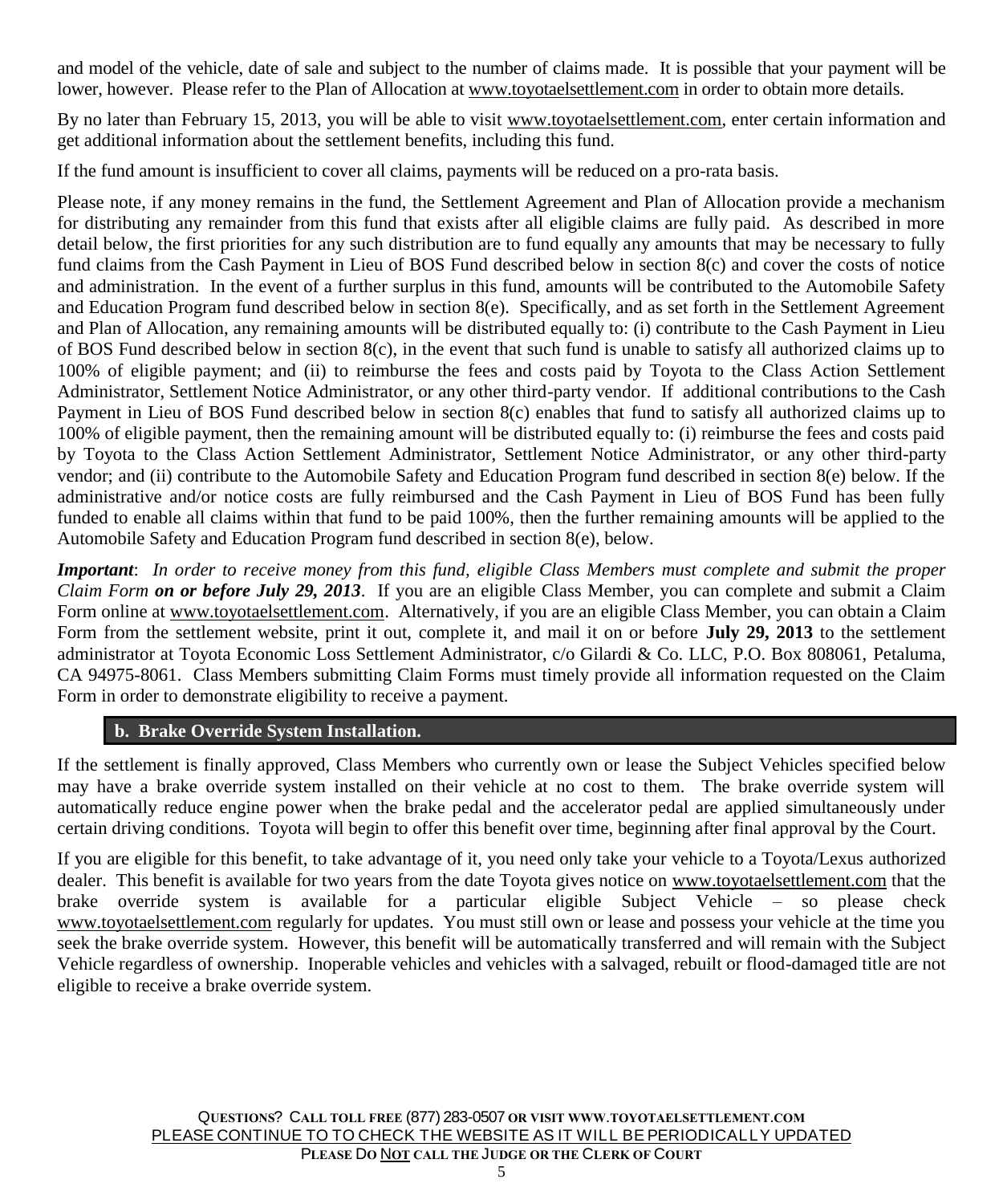and model of the vehicle, date of sale and subject to the number of claims made. It is possible that your payment will be lower, however. Please refer to the Plan of Allocation at www.toyotaelsettlement.com in order to obtain more details.

By no later than February 15, 2013, you will be able to visit www.toyotaelsettlement.com, enter certain information and get additional information about the settlement benefits, including this fund.

If the fund amount is insufficient to cover all claims, payments will be reduced on a pro-rata basis.

Please note, if any money remains in the fund, the Settlement Agreement and Plan of Allocation provide a mechanism for distributing any remainder from this fund that exists after all eligible claims are fully paid. As described in more detail below, the first priorities for any such distribution are to fund equally any amounts that may be necessary to fully fund claims from the Cash Payment in Lieu of BOS Fund described below in section 8(c) and cover the costs of notice and administration. In the event of a further surplus in this fund, amounts will be contributed to the Automobile Safety and Education Program fund described below in section 8(e). Specifically, and as set forth in the Settlement Agreement and Plan of Allocation, any remaining amounts will be distributed equally to: (i) contribute to the Cash Payment in Lieu of BOS Fund described below in section 8(c), in the event that such fund is unable to satisfy all authorized claims up to 100% of eligible payment; and (ii) to reimburse the fees and costs paid by Toyota to the Class Action Settlement Administrator, Settlement Notice Administrator, or any other third-party vendor. If additional contributions to the Cash Payment in Lieu of BOS Fund described below in section 8(c) enables that fund to satisfy all authorized claims up to 100% of eligible payment, then the remaining amount will be distributed equally to: (i) reimburse the fees and costs paid by Toyota to the Class Action Settlement Administrator, Settlement Notice Administrator, or any other third-party vendor; and (ii) contribute to the Automobile Safety and Education Program fund described in section 8(e) below. If the administrative and/or notice costs are fully reimbursed and the Cash Payment in Lieu of BOS Fund has been fully funded to enable all claims within that fund to be paid 100%, then the further remaining amounts will be applied to the Automobile Safety and Education Program fund described in section 8(e), below.

***Important***: *In order to receive money from this fund, eligible Class Members must complete and submit the proper Claim Form* ***on or before July 29, 2013***. If you are an eligible Class Member, you can complete and submit a Claim Form online at www.toyotaelsettlement.com. Alternatively, if you are an eligible Class Member, you can obtain a Claim Form from the settlement website, print it out, complete it, and mail it on or before **July 29, 2013** to the settlement administrator at Toyota Economic Loss Settlement Administrator, c/o Gilardi & Co. LLC, P.O. Box 808061, Petaluma, CA 94975-8061. Class Members submitting Claim Forms must timely provide all information requested on the Claim Form in order to demonstrate eligibility to receive a payment.

### b. Brake Override System Installation.

If the settlement is finally approved, Class Members who currently own or lease the Subject Vehicles specified below may have a brake override system installed on their vehicle at no cost to them. The brake override system will automatically reduce engine power when the brake pedal and the accelerator pedal are applied simultaneously under certain driving conditions. Toyota will begin to offer this benefit over time, beginning after final approval by the Court.

If you are eligible for this benefit, to take advantage of it, you need only take your vehicle to a Toyota/Lexus authorized dealer. This benefit is available for two years from the date Toyota gives notice on www.toyotaelsettlement.com that the brake override system is available for a particular eligible Subject Vehicle – so please check www.toyotaelsettlement.com regularly for updates. You must still own or lease and possess your vehicle at the time you seek the brake override system. However, this benefit will be automatically transferred and will remain with the Subject Vehicle regardless of ownership. Inoperable vehicles and vehicles with a salvaged, rebuilt or flood-damaged title are not eligible to receive a brake override system.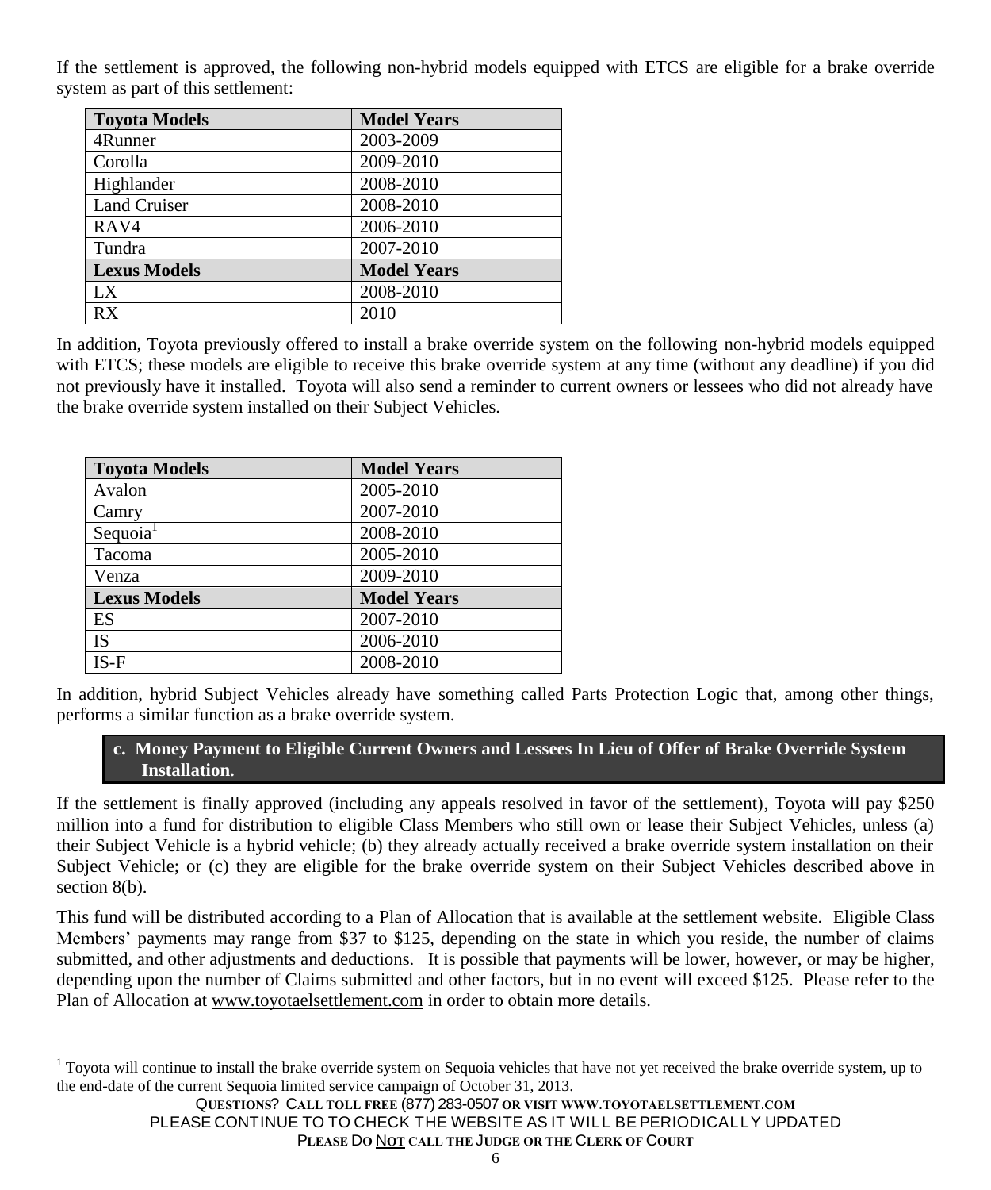If the settlement is approved, the following non-hybrid models equipped with ETCS are eligible for a brake override system as part of this settlement:

| Toyota Models | Model Years |
|---|---|
| 4Runner | 2003-2009 |
| Corolla | 2009-2010 |
| Highlander | 2008-2010 |
| Land Cruiser | 2008-2010 |
| RAV4 | 2006-2010 |
| Tundra | 2007-2010 |
| **Lexus Models** | **Model Years** |
| LX | 2008-2010 |
| RX | 2010 |

In addition, Toyota previously offered to install a brake override system on the following non-hybrid models equipped with ETCS; these models are eligible to receive this brake override system at any time (without any deadline) if you did not previously have it installed. Toyota will also send a reminder to current owners or lessees who did not already have the brake override system installed on their Subject Vehicles.

| Toyota Models | Model Years |
|---|---|
| Avalon | 2005-2010 |
| Camry | 2007-2010 |
| Sequoia[1] | 2008-2010 |
| Tacoma | 2005-2010 |
| Venza | 2009-2010 |
| **Lexus Models** | **Model Years** |
| ES | 2007-2010 |
| IS | 2006-2010 |
| IS-F | 2008-2010 |

In addition, hybrid Subject Vehicles already have something called Parts Protection Logic that, among other things, performs a similar function as a brake override system.

### c. Money Payment to Eligible Current Owners and Lessees In Lieu of Offer of Brake Override System Installation.

If the settlement is finally approved (including any appeals resolved in favor of the settlement), Toyota will pay $250 million into a fund for distribution to eligible Class Members who still own or lease their Subject Vehicles, unless (a) their Subject Vehicle is a hybrid vehicle; (b) they already actually received a brake override system installation on their Subject Vehicle; or (c) they are eligible for the brake override system on their Subject Vehicles described above in section 8(b).

This fund will be distributed according to a Plan of Allocation that is available at the settlement website. Eligible Class Members' payments may range from $37 to $125, depending on the state in which you reside, the number of claims submitted, and other adjustments and deductions. It is possible that payments will be lower, however, or may be higher, depending upon the number of Claims submitted and other factors, but in no event will exceed $125. Please refer to the Plan of Allocation at www.toyotaelsettlement.com in order to obtain more details.

[1] Toyota will continue to install the brake override system on Sequoia vehicles that have not yet received the brake override system, up to the end-date of the current Sequoia limited service campaign of October 31, 2013.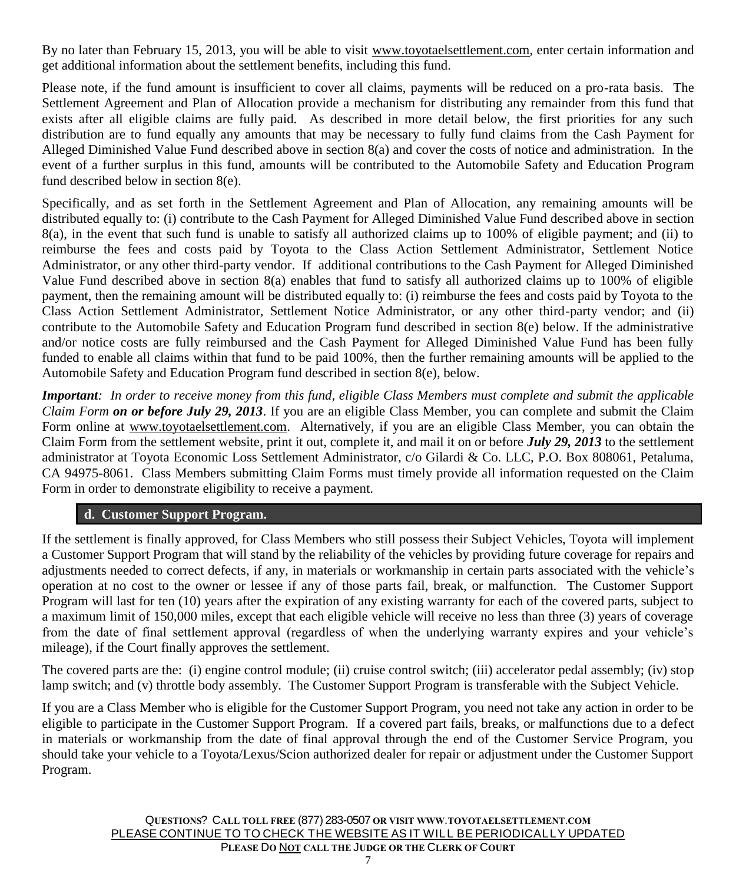By no later than February 15, 2013, you will be able to visit www.toyotaelsettlement.com, enter certain information and get additional information about the settlement benefits, including this fund.

Please note, if the fund amount is insufficient to cover all claims, payments will be reduced on a pro-rata basis. The Settlement Agreement and Plan of Allocation provide a mechanism for distributing any remainder from this fund that exists after all eligible claims are fully paid. As described in more detail below, the first priorities for any such distribution are to fund equally any amounts that may be necessary to fully fund claims from the Cash Payment for Alleged Diminished Value Fund described above in section 8(a) and cover the costs of notice and administration. In the event of a further surplus in this fund, amounts will be contributed to the Automobile Safety and Education Program fund described below in section 8(e).

Specifically, and as set forth in the Settlement Agreement and Plan of Allocation, any remaining amounts will be distributed equally to: (i) contribute to the Cash Payment for Alleged Diminished Value Fund described above in section 8(a), in the event that such fund is unable to satisfy all authorized claims up to 100% of eligible payment; and (ii) to reimburse the fees and costs paid by Toyota to the Class Action Settlement Administrator, Settlement Notice Administrator, or any other third-party vendor. If additional contributions to the Cash Payment for Alleged Diminished Value Fund described above in section 8(a) enables that fund to satisfy all authorized claims up to 100% of eligible payment, then the remaining amount will be distributed equally to: (i) reimburse the fees and costs paid by Toyota to the Class Action Settlement Administrator, Settlement Notice Administrator, or any other third-party vendor; and (ii) contribute to the Automobile Safety and Education Program fund described in section 8(e) below. If the administrative and/or notice costs are fully reimbursed and the Cash Payment for Alleged Diminished Value Fund has been fully funded to enable all claims within that fund to be paid 100%, then the further remaining amounts will be applied to the Automobile Safety and Education Program fund described in section 8(e), below.

***Important**: In order to receive money from this fund, eligible Class Members must complete and submit the applicable Claim Form* ***on or before July 29, 2013***. If you are an eligible Class Member, you can complete and submit the Claim Form online at www.toyotaelsettlement.com. Alternatively, if you are an eligible Class Member, you can obtain the Claim Form from the settlement website, print it out, complete it, and mail it on or before ***July 29, 2013*** to the settlement administrator at Toyota Economic Loss Settlement Administrator, c/o Gilardi & Co. LLC, P.O. Box 808061, Petaluma, CA 94975-8061. Class Members submitting Claim Forms must timely provide all information requested on the Claim Form in order to demonstrate eligibility to receive a payment.

### d. Customer Support Program.

If the settlement is finally approved, for Class Members who still possess their Subject Vehicles, Toyota will implement a Customer Support Program that will stand by the reliability of the vehicles by providing future coverage for repairs and adjustments needed to correct defects, if any, in materials or workmanship in certain parts associated with the vehicle's operation at no cost to the owner or lessee if any of those parts fail, break, or malfunction. The Customer Support Program will last for ten (10) years after the expiration of any existing warranty for each of the covered parts, subject to a maximum limit of 150,000 miles, except that each eligible vehicle will receive no less than three (3) years of coverage from the date of final settlement approval (regardless of when the underlying warranty expires and your vehicle's mileage), if the Court finally approves the settlement.

The covered parts are the: (i) engine control module; (ii) cruise control switch; (iii) accelerator pedal assembly; (iv) stop lamp switch; and (v) throttle body assembly. The Customer Support Program is transferable with the Subject Vehicle.

If you are a Class Member who is eligible for the Customer Support Program, you need not take any action in order to be eligible to participate in the Customer Support Program. If a covered part fails, breaks, or malfunctions due to a defect in materials or workmanship from the date of final approval through the end of the Customer Service Program, you should take your vehicle to a Toyota/Lexus/Scion authorized dealer for repair or adjustment under the Customer Support Program.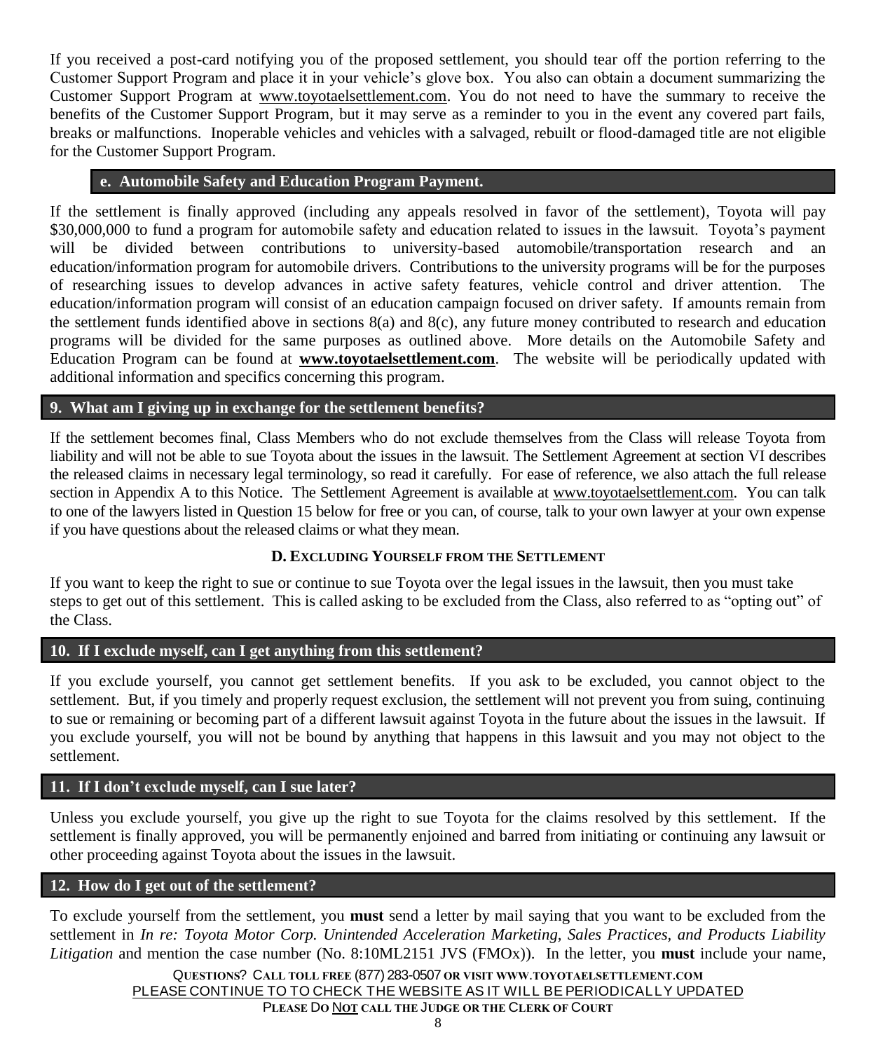If you received a post-card notifying you of the proposed settlement, you should tear off the portion referring to the Customer Support Program and place it in your vehicle's glove box. You also can obtain a document summarizing the Customer Support Program at www.toyotaelsettlement.com. You do not need to have the summary to receive the benefits of the Customer Support Program, but it may serve as a reminder to you in the event any covered part fails, breaks or malfunctions. Inoperable vehicles and vehicles with a salvaged, rebuilt or flood-damaged title are not eligible for the Customer Support Program.

### e. Automobile Safety and Education Program Payment.

If the settlement is finally approved (including any appeals resolved in favor of the settlement), Toyota will pay $30,000,000 to fund a program for automobile safety and education related to issues in the lawsuit. Toyota's payment will be divided between contributions to university-based automobile/transportation research and an education/information program for automobile drivers. Contributions to the university programs will be for the purposes of researching issues to develop advances in active safety features, vehicle control and driver attention. The education/information program will consist of an education campaign focused on driver safety. If amounts remain from the settlement funds identified above in sections 8(a) and 8(c), any future money contributed to research and education programs will be divided for the same purposes as outlined above. More details on the Automobile Safety and Education Program can be found at **www.toyotaelsettlement.com**. The website will be periodically updated with additional information and specifics concerning this program.

### 9. What am I giving up in exchange for the settlement benefits?

If the settlement becomes final, Class Members who do not exclude themselves from the Class will release Toyota from liability and will not be able to sue Toyota about the issues in the lawsuit. The Settlement Agreement at section VI describes the released claims in necessary legal terminology, so read it carefully. For ease of reference, we also attach the full release section in Appendix A to this Notice. The Settlement Agreement is available at www.toyotaelsettlement.com. You can talk to one of the lawyers listed in Question 15 below for free or you can, of course, talk to your own lawyer at your own expense if you have questions about the released claims or what they mean.

## D. Excluding Yourself from the Settlement

If you want to keep the right to sue or continue to sue Toyota over the legal issues in the lawsuit, then you must take steps to get out of this settlement. This is called asking to be excluded from the Class, also referred to as "opting out" of the Class.

### 10. If I exclude myself, can I get anything from this settlement?

If you exclude yourself, you cannot get settlement benefits. If you ask to be excluded, you cannot object to the settlement. But, if you timely and properly request exclusion, the settlement will not prevent you from suing, continuing to sue or remaining or becoming part of a different lawsuit against Toyota in the future about the issues in the lawsuit. If you exclude yourself, you will not be bound by anything that happens in this lawsuit and you may not object to the settlement.

### 11. If I don't exclude myself, can I sue later?

Unless you exclude yourself, you give up the right to sue Toyota for the claims resolved by this settlement. If the settlement is finally approved, you will be permanently enjoined and barred from initiating or continuing any lawsuit or other proceeding against Toyota about the issues in the lawsuit.

### 12. How do I get out of the settlement?

To exclude yourself from the settlement, you **must** send a letter by mail saying that you want to be excluded from the settlement in *In re: Toyota Motor Corp. Unintended Acceleration Marketing, Sales Practices, and Products Liability Litigation* and mention the case number (No. 8:10ML2151 JVS (FMOx)). In the letter, you **must** include your name,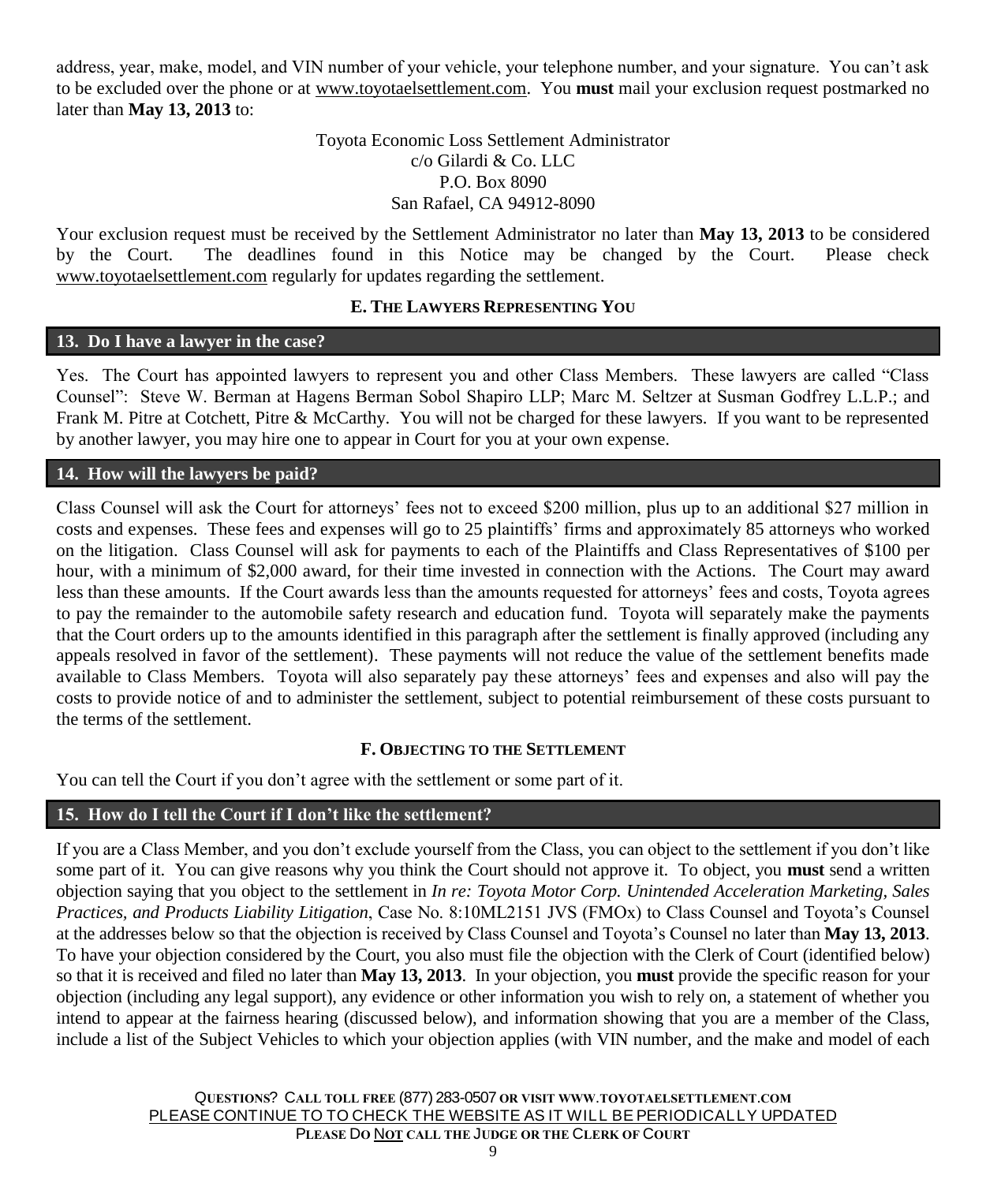address, year, make, model, and VIN number of your vehicle, your telephone number, and your signature. You can't ask to be excluded over the phone or at www.toyotaelsettlement.com. You **must** mail your exclusion request postmarked no later than **May 13, 2013** to:

Toyota Economic Loss Settlement Administrator
c/o Gilardi & Co. LLC
P.O. Box 8090
San Rafael, CA 94912-8090

Your exclusion request must be received by the Settlement Administrator no later than **May 13, 2013** to be considered by the Court. The deadlines found in this Notice may be changed by the Court. Please check www.toyotaelsettlement.com regularly for updates regarding the settlement.

## E. The Lawyers Representing You

### 13. Do I have a lawyer in the case?

Yes. The Court has appointed lawyers to represent you and other Class Members. These lawyers are called "Class Counsel": Steve W. Berman at Hagens Berman Sobol Shapiro LLP; Marc M. Seltzer at Susman Godfrey L.L.P.; and Frank M. Pitre at Cotchett, Pitre & McCarthy. You will not be charged for these lawyers. If you want to be represented by another lawyer, you may hire one to appear in Court for you at your own expense.

### 14. How will the lawyers be paid?

Class Counsel will ask the Court for attorneys' fees not to exceed $200 million, plus up to an additional $27 million in costs and expenses. These fees and expenses will go to 25 plaintiffs' firms and approximately 85 attorneys who worked on the litigation. Class Counsel will ask for payments to each of the Plaintiffs and Class Representatives of $100 per hour, with a minimum of $2,000 award, for their time invested in connection with the Actions. The Court may award less than these amounts. If the Court awards less than the amounts requested for attorneys' fees and costs, Toyota agrees to pay the remainder to the automobile safety research and education fund. Toyota will separately make the payments that the Court orders up to the amounts identified in this paragraph after the settlement is finally approved (including any appeals resolved in favor of the settlement). These payments will not reduce the value of the settlement benefits made available to Class Members. Toyota will also separately pay these attorneys' fees and expenses and also will pay the costs to provide notice of and to administer the settlement, subject to potential reimbursement of these costs pursuant to the terms of the settlement.

## F. Objecting to the Settlement

You can tell the Court if you don't agree with the settlement or some part of it.

### 15. How do I tell the Court if I don't like the settlement?

If you are a Class Member, and you don't exclude yourself from the Class, you can object to the settlement if you don't like some part of it. You can give reasons why you think the Court should not approve it. To object, you **must** send a written objection saying that you object to the settlement in *In re: Toyota Motor Corp. Unintended Acceleration Marketing, Sales Practices, and Products Liability Litigation*, Case No. 8:10ML2151 JVS (FMOx) to Class Counsel and Toyota's Counsel at the addresses below so that the objection is received by Class Counsel and Toyota's Counsel no later than **May 13, 2013**. To have your objection considered by the Court, you also must file the objection with the Clerk of Court (identified below) so that it is received and filed no later than **May 13, 2013**. In your objection, you **must** provide the specific reason for your objection (including any legal support), any evidence or other information you wish to rely on, a statement of whether you intend to appear at the fairness hearing (discussed below), and information showing that you are a member of the Class, include a list of the Subject Vehicles to which your objection applies (with VIN number, and the make and model of each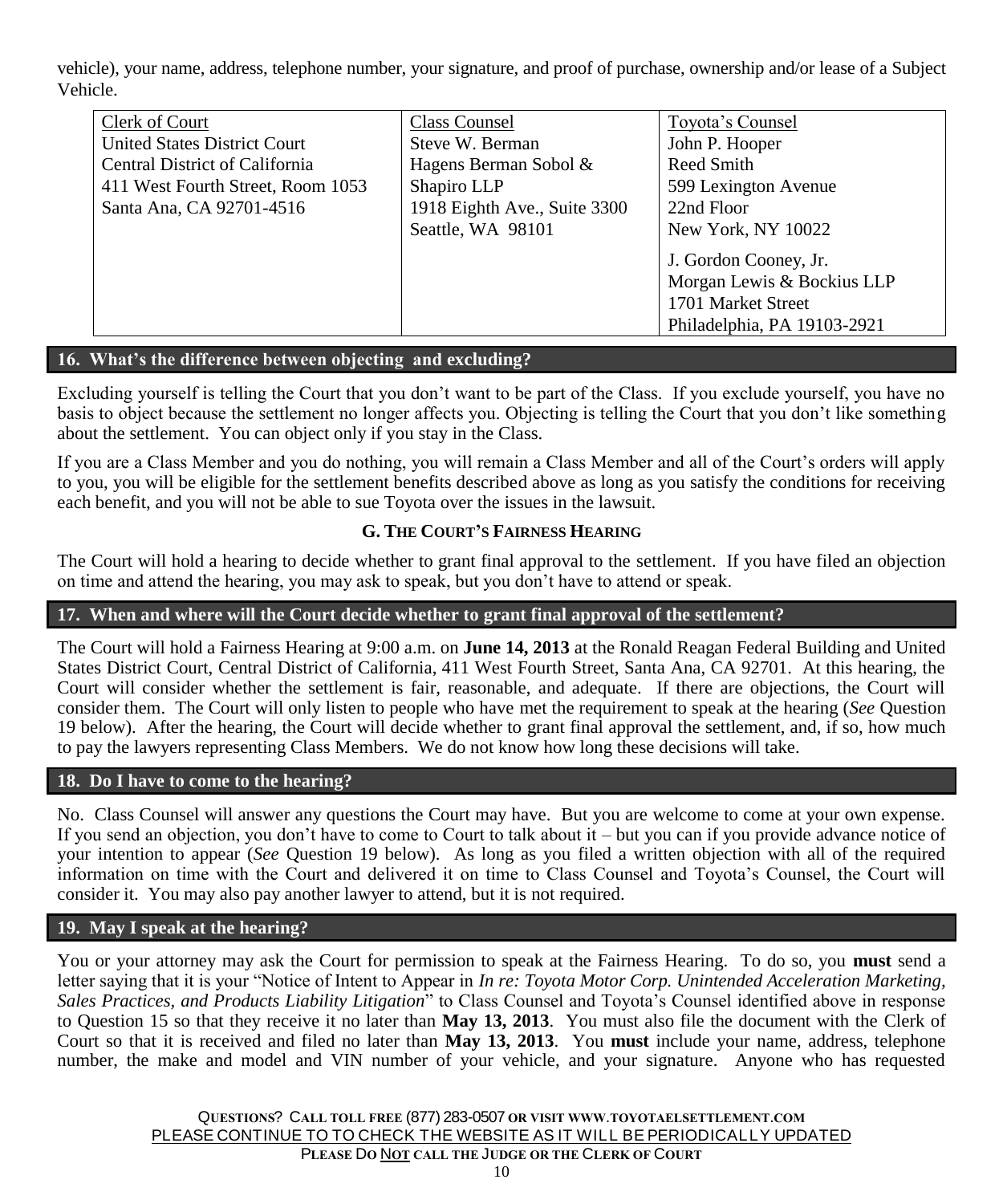vehicle), your name, address, telephone number, your signature, and proof of purchase, ownership and/or lease of a Subject Vehicle.

| Clerk of Court | Class Counsel | Toyota's Counsel |
|---|---|---|
| United States District Court<br>Central District of California<br>411 West Fourth Street, Room 1053<br>Santa Ana, CA 92701-4516 | Steve W. Berman<br>Hagens Berman Sobol & Shapiro LLP<br>1918 Eighth Ave., Suite 3300<br>Seattle, WA 98101 | John P. Hooper<br>Reed Smith<br>599 Lexington Avenue<br>22nd Floor<br>New York, NY 10022<br><br>J. Gordon Cooney, Jr.<br>Morgan Lewis & Bockius LLP<br>1701 Market Street<br>Philadelphia, PA 19103-2921 |

### 16. What's the difference between objecting and excluding?

Excluding yourself is telling the Court that you don't want to be part of the Class. If you exclude yourself, you have no basis to object because the settlement no longer affects you. Objecting is telling the Court that you don't like something about the settlement. You can object only if you stay in the Class.

If you are a Class Member and you do nothing, you will remain a Class Member and all of the Court's orders will apply to you, you will be eligible for the settlement benefits described above as long as you satisfy the conditions for receiving each benefit, and you will not be able to sue Toyota over the issues in the lawsuit.

## G. THE COURT'S FAIRNESS HEARING

The Court will hold a hearing to decide whether to grant final approval to the settlement. If you have filed an objection on time and attend the hearing, you may ask to speak, but you don't have to attend or speak.

### 17. When and where will the Court decide whether to grant final approval of the settlement?

The Court will hold a Fairness Hearing at 9:00 a.m. on **June 14, 2013** at the Ronald Reagan Federal Building and United States District Court, Central District of California, 411 West Fourth Street, Santa Ana, CA 92701. At this hearing, the Court will consider whether the settlement is fair, reasonable, and adequate. If there are objections, the Court will consider them. The Court will only listen to people who have met the requirement to speak at the hearing (*See* Question 19 below). After the hearing, the Court will decide whether to grant final approval the settlement, and, if so, how much to pay the lawyers representing Class Members. We do not know how long these decisions will take.

### 18. Do I have to come to the hearing?

No. Class Counsel will answer any questions the Court may have. But you are welcome to come at your own expense. If you send an objection, you don't have to come to Court to talk about it – but you can if you provide advance notice of your intention to appear (*See* Question 19 below). As long as you filed a written objection with all of the required information on time with the Court and delivered it on time to Class Counsel and Toyota's Counsel, the Court will consider it. You may also pay another lawyer to attend, but it is not required.

### 19. May I speak at the hearing?

You or your attorney may ask the Court for permission to speak at the Fairness Hearing. To do so, you **must** send a letter saying that it is your "Notice of Intent to Appear in *In re: Toyota Motor Corp. Unintended Acceleration Marketing, Sales Practices, and Products Liability Litigation*" to Class Counsel and Toyota's Counsel identified above in response to Question 15 so that they receive it no later than **May 13, 2013**. You must also file the document with the Clerk of Court so that it is received and filed no later than **May 13, 2013**. You **must** include your name, address, telephone number, the make and model and VIN number of your vehicle, and your signature. Anyone who has requested

QUESTIONS? CALL TOLL FREE (877) 283-0507 OR VISIT WWW.TOYOTAELSETTLEMENT.COM
PLEASE CONTINUE TO TO CHECK THE WEBSITE AS IT WILL BE PERIODICALLY UPDATED
PLEASE DO NOT CALL THE JUDGE OR THE CLERK OF COURT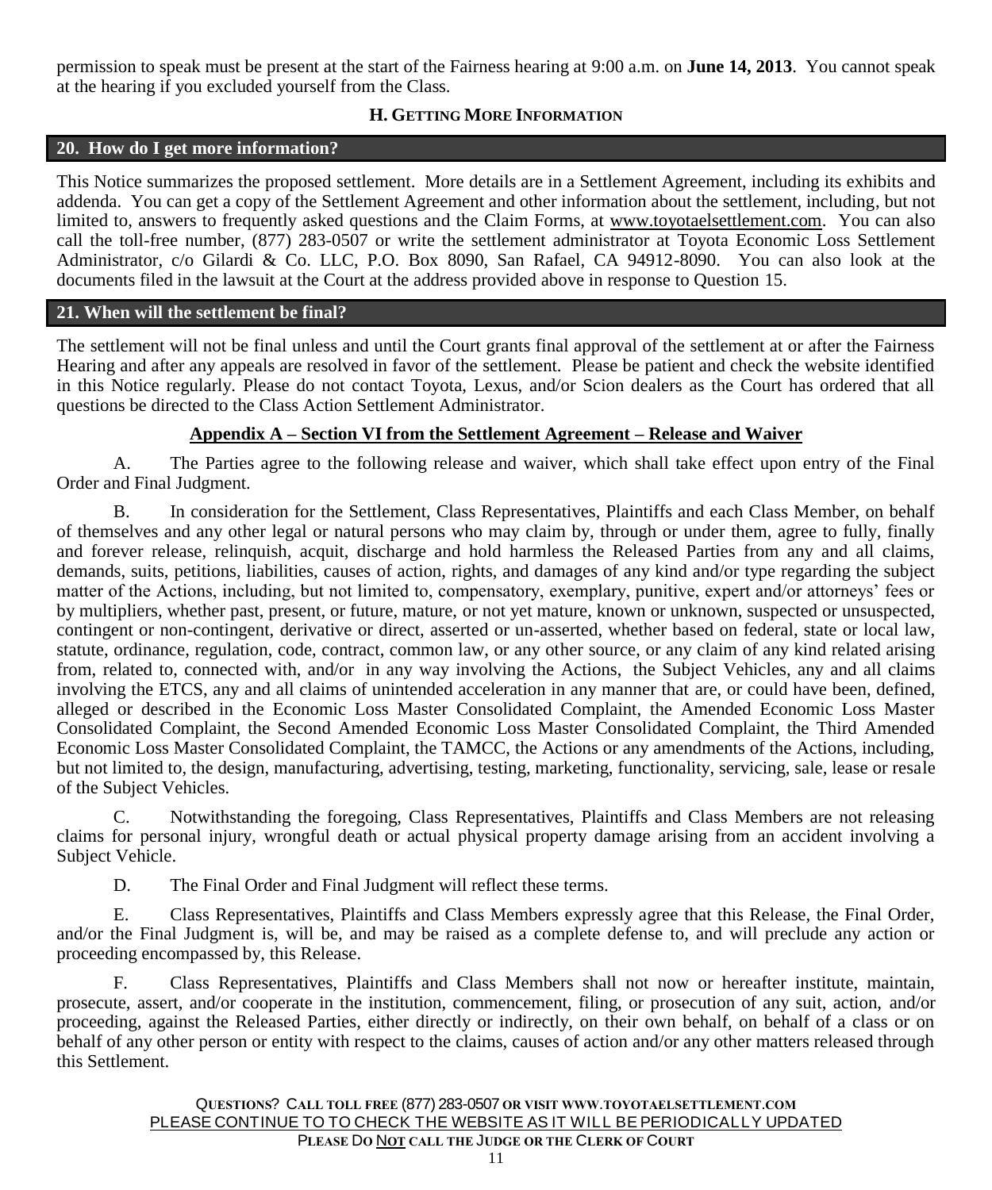permission to speak must be present at the start of the Fairness hearing at 9:00 a.m. on **June 14, 2013**. You cannot speak at the hearing if you excluded yourself from the Class.

## H. Getting More Information

### 20. How do I get more information?

This Notice summarizes the proposed settlement. More details are in a Settlement Agreement, including its exhibits and addenda. You can get a copy of the Settlement Agreement and other information about the settlement, including, but not limited to, answers to frequently asked questions and the Claim Forms, at www.toyotaelsettlement.com. You can also call the toll-free number, (877) 283-0507 or write the settlement administrator at Toyota Economic Loss Settlement Administrator, c/o Gilardi & Co. LLC, P.O. Box 8090, San Rafael, CA 94912-8090. You can also look at the documents filed in the lawsuit at the Court at the address provided above in response to Question 15.

### 21. When will the settlement be final?

The settlement will not be final unless and until the Court grants final approval of the settlement at or after the Fairness Hearing and after any appeals are resolved in favor of the settlement. Please be patient and check the website identified in this Notice regularly. Please do not contact Toyota, Lexus, and/or Scion dealers as the Court has ordered that all questions be directed to the Class Action Settlement Administrator.

## Appendix A – Section VI from the Settlement Agreement – Release and Waiver

A. The Parties agree to the following release and waiver, which shall take effect upon entry of the Final Order and Final Judgment.

B. In consideration for the Settlement, Class Representatives, Plaintiffs and each Class Member, on behalf of themselves and any other legal or natural persons who may claim by, through or under them, agree to fully, finally and forever release, relinquish, acquit, discharge and hold harmless the Released Parties from any and all claims, demands, suits, petitions, liabilities, causes of action, rights, and damages of any kind and/or type regarding the subject matter of the Actions, including, but not limited to, compensatory, exemplary, punitive, expert and/or attorneys' fees or by multipliers, whether past, present, or future, mature, or not yet mature, known or unknown, suspected or unsuspected, contingent or non-contingent, derivative or direct, asserted or un-asserted, whether based on federal, state or local law, statute, ordinance, regulation, code, contract, common law, or any other source, or any claim of any kind related arising from, related to, connected with, and/or in any way involving the Actions, the Subject Vehicles, any and all claims involving the ETCS, any and all claims of unintended acceleration in any manner that are, or could have been, defined, alleged or described in the Economic Loss Master Consolidated Complaint, the Amended Economic Loss Master Consolidated Complaint, the Second Amended Economic Loss Master Consolidated Complaint, the Third Amended Economic Loss Master Consolidated Complaint, the TAMCC, the Actions or any amendments of the Actions, including, but not limited to, the design, manufacturing, advertising, testing, marketing, functionality, servicing, sale, lease or resale of the Subject Vehicles.

C. Notwithstanding the foregoing, Class Representatives, Plaintiffs and Class Members are not releasing claims for personal injury, wrongful death or actual physical property damage arising from an accident involving a Subject Vehicle.

D. The Final Order and Final Judgment will reflect these terms.

E. Class Representatives, Plaintiffs and Class Members expressly agree that this Release, the Final Order, and/or the Final Judgment is, will be, and may be raised as a complete defense to, and will preclude any action or proceeding encompassed by, this Release.

F. Class Representatives, Plaintiffs and Class Members shall not now or hereafter institute, maintain, prosecute, assert, and/or cooperate in the institution, commencement, filing, or prosecution of any suit, action, and/or proceeding, against the Released Parties, either directly or indirectly, on their own behalf, on behalf of a class or on behalf of any other person or entity with respect to the claims, causes of action and/or any other matters released through this Settlement.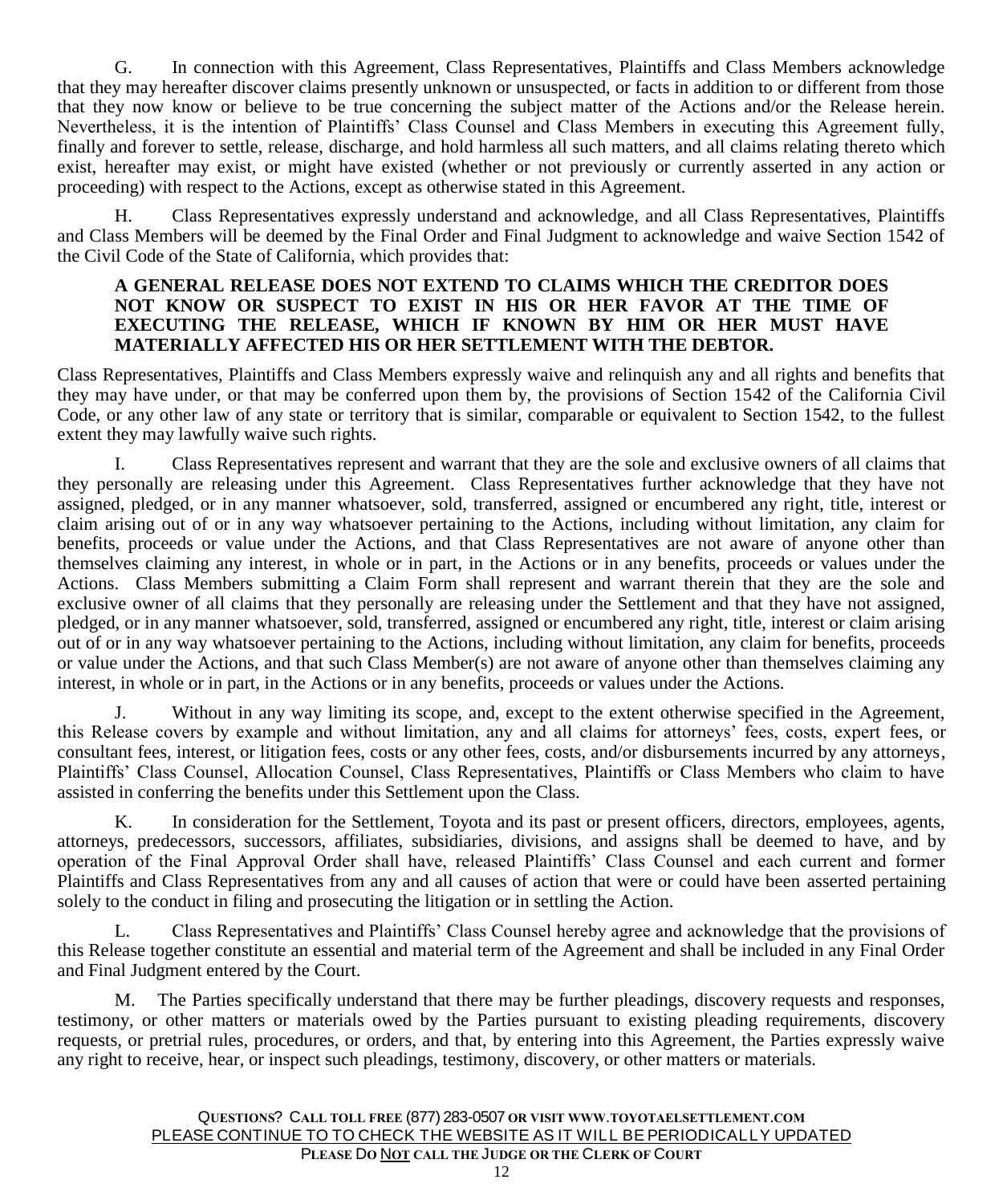G. In connection with this Agreement, Class Representatives, Plaintiffs and Class Members acknowledge that they may hereafter discover claims presently unknown or unsuspected, or facts in addition to or different from those that they now know or believe to be true concerning the subject matter of the Actions and/or the Release herein. Nevertheless, it is the intention of Plaintiffs' Class Counsel and Class Members in executing this Agreement fully, finally and forever to settle, release, discharge, and hold harmless all such matters, and all claims relating thereto which exist, hereafter may exist, or might have existed (whether or not previously or currently asserted in any action or proceeding) with respect to the Actions, except as otherwise stated in this Agreement.

H. Class Representatives expressly understand and acknowledge, and all Class Representatives, Plaintiffs and Class Members will be deemed by the Final Order and Final Judgment to acknowledge and waive Section 1542 of the Civil Code of the State of California, which provides that:

> **A GENERAL RELEASE DOES NOT EXTEND TO CLAIMS WHICH THE CREDITOR DOES NOT KNOW OR SUSPECT TO EXIST IN HIS OR HER FAVOR AT THE TIME OF EXECUTING THE RELEASE, WHICH IF KNOWN BY HIM OR HER MUST HAVE MATERIALLY AFFECTED HIS OR HER SETTLEMENT WITH THE DEBTOR.**

Class Representatives, Plaintiffs and Class Members expressly waive and relinquish any and all rights and benefits that they may have under, or that may be conferred upon them by, the provisions of Section 1542 of the California Civil Code, or any other law of any state or territory that is similar, comparable or equivalent to Section 1542, to the fullest extent they may lawfully waive such rights.

I. Class Representatives represent and warrant that they are the sole and exclusive owners of all claims that they personally are releasing under this Agreement. Class Representatives further acknowledge that they have not assigned, pledged, or in any manner whatsoever, sold, transferred, assigned or encumbered any right, title, interest or claim arising out of or in any way whatsoever pertaining to the Actions, including without limitation, any claim for benefits, proceeds or value under the Actions, and that Class Representatives are not aware of anyone other than themselves claiming any interest, in whole or in part, in the Actions or in any benefits, proceeds or values under the Actions. Class Members submitting a Claim Form shall represent and warrant therein that they are the sole and exclusive owner of all claims that they personally are releasing under the Settlement and that they have not assigned, pledged, or in any manner whatsoever, sold, transferred, assigned or encumbered any right, title, interest or claim arising out of or in any way whatsoever pertaining to the Actions, including without limitation, any claim for benefits, proceeds or value under the Actions, and that such Class Member(s) are not aware of anyone other than themselves claiming any interest, in whole or in part, in the Actions or in any benefits, proceeds or values under the Actions.

J. Without in any way limiting its scope, and, except to the extent otherwise specified in the Agreement, this Release covers by example and without limitation, any and all claims for attorneys' fees, costs, expert fees, or consultant fees, interest, or litigation fees, costs or any other fees, costs, and/or disbursements incurred by any attorneys, Plaintiffs' Class Counsel, Allocation Counsel, Class Representatives, Plaintiffs or Class Members who claim to have assisted in conferring the benefits under this Settlement upon the Class.

K. In consideration for the Settlement, Toyota and its past or present officers, directors, employees, agents, attorneys, predecessors, successors, affiliates, subsidiaries, divisions, and assigns shall be deemed to have, and by operation of the Final Approval Order shall have, released Plaintiffs' Class Counsel and each current and former Plaintiffs and Class Representatives from any and all causes of action that were or could have been asserted pertaining solely to the conduct in filing and prosecuting the litigation or in settling the Action.

L. Class Representatives and Plaintiffs' Class Counsel hereby agree and acknowledge that the provisions of this Release together constitute an essential and material term of the Agreement and shall be included in any Final Order and Final Judgment entered by the Court.

M. The Parties specifically understand that there may be further pleadings, discovery requests and responses, testimony, or other matters or materials owed by the Parties pursuant to existing pleading requirements, discovery requests, or pretrial rules, procedures, or orders, and that, by entering into this Agreement, the Parties expressly waive any right to receive, hear, or inspect such pleadings, testimony, discovery, or other matters or materials.

QUESTIONS? CALL TOLL FREE (877) 283-0507 OR VISIT WWW.TOYOTAELSETTLEMENT.COM
PLEASE CONTINUE TO TO CHECK THE WEBSITE AS IT WILL BE PERIODICALLY UPDATED
PLEASE DO NOT CALL THE JUDGE OR THE CLERK OF COURT